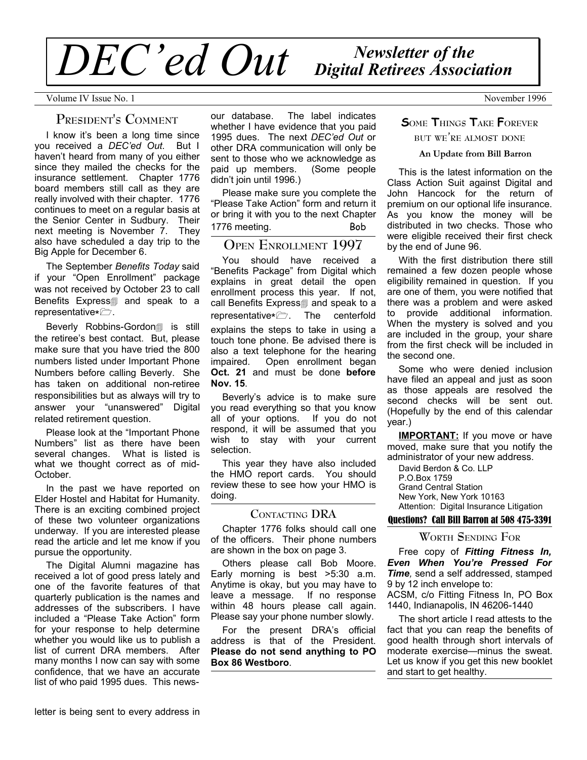# DEC'ed Out

## Newsletter of the Digital Retirees Association

Volume IV Issue No. 1 November 1996

## President's Comment

I know it's been a long time since you received a *DEC'ed Out*. But I haven't heard from many of you either since they mailed the checks for the insurance settlement. Chapter 1776 board members still call as they are really involved with their chapter. 1776 continues to meet on a regular basis at the Senior Center in Sudbury. Their next meeting is November 7. They also have scheduled a day trip to the Big Apple for December 6.

The September *Benefits Today* said if your "Open Enrollment" package was not received by October 23 to call Benefits Express and speak to a representative*.

Beverly Robbins-Gordon is still the retiree's best contact. But, please make sure that you have tried the 800 numbers listed under Important Phone Numbers before calling Beverly. She has taken on additional non-retiree responsibilities but as always will try to answer your "unanswered" Digital related retirement question.

Please look at the "Important Phone Numbers" list as there have been several changes. What is listed is what we thought correct as of mid-October.

In the past we have reported on Elder Hostel and Habitat for Humanity. There is an exciting combined project of these two volunteer organizations underway. If you are interested please read the article and let me know if you pursue the opportunity.

The Digital Alumni magazine has received a lot of good press lately and one of the favorite features of that quarterly publication is the names and addresses of the subscribers. I have included a "Please Take Action" form for your response to help determine whether you would like us to publish a list of current DRA members. After many months I now can say with some confidence, that we have an accurate list of who paid 1995 dues. This newsletter is being sent to every address in our database. The label indicates whether I have evidence that you paid 1995 dues. The next *DEC'ed Out* or other DRA communication will only be sent to those who we acknowledge as paid up members. (Some people didn't join until 1996.)

Please make sure you complete the "Please Take Action" form and return it or bring it with you to the next Chapter 1776 meeting.

Bob

## Open Enrollment 1997

You should have received a "Benefits Package" from Digital which explains in great detail the open enrollment process this year. If not, call Benefits Express and speak to a representative*. The centerfold explains the steps to take in using a touch tone phone. Be advised there is also a text telephone for the hearing impaired. Open enrollment began **Oct. 21** and must be done **before Nov. 15**.

Beverly's advice is to make sure you read everything so that you know all of your options. If you do not respond, it will be assumed that you wish to stay with your current selection.

This year they have also included the HMO report cards. You should review these to see how your HMO is doing.

## Contacting DRA

Chapter 1776 folks should call one of the officers. Their phone numbers are shown in the box on page 3.

Others please call Bob Moore. Early morning is best >5:30 a.m. Anytime is okay, but you may have to leave a message. If no response within 48 hours please call again. Please say your phone number slowly.

For the present DRA's official address is that of the President. **Please do not send anything to PO Box 86 Westboro**.

## Some Things Take Forever but we're almost done

**An Update from Bill Barron**

This is the latest information on the Class Action Suit against Digital and John Hancock for the return of premium on our optional life insurance. As you know the money will be distributed in two checks. Those who were eligible received their first check by the end of June 96.

With the first distribution there still remained a few dozen people whose eligibility remained in question. If you are one of them, you were notified that there was a problem and were asked to provide additional information. When the mystery is solved and you are included in the group, your share from the first check will be included in the second one.

Some who were denied inclusion have filed an appeal and just as soon as those appeals are resolved the second checks will be sent out. (Hopefully by the end of this calendar year.)

**IMPORTANT:** If you move or have moved, make sure that you notify the administrator of your new address.

David Berdon & Co. LLP
P.O.Box 1759
Grand Central Station
New York, New York 10163
Attention: Digital Insurance Litigation

**Questions? Call Bill Barron at 508 475-3391**

## Worth Sending For

Free copy of ***Fitting Fitness In, Even When You're Pressed For Time***, send a self addressed, stamped 9 by 12 inch envelope to:
ACSM, c/o Fitting Fitness In, PO Box 1440, Indianapolis, IN 46206-1440

The short article I read attests to the fact that you can reap the benefits of good health through short intervals of moderate exercise—minus the sweat. Let us know if you get this new booklet and start to get healthy.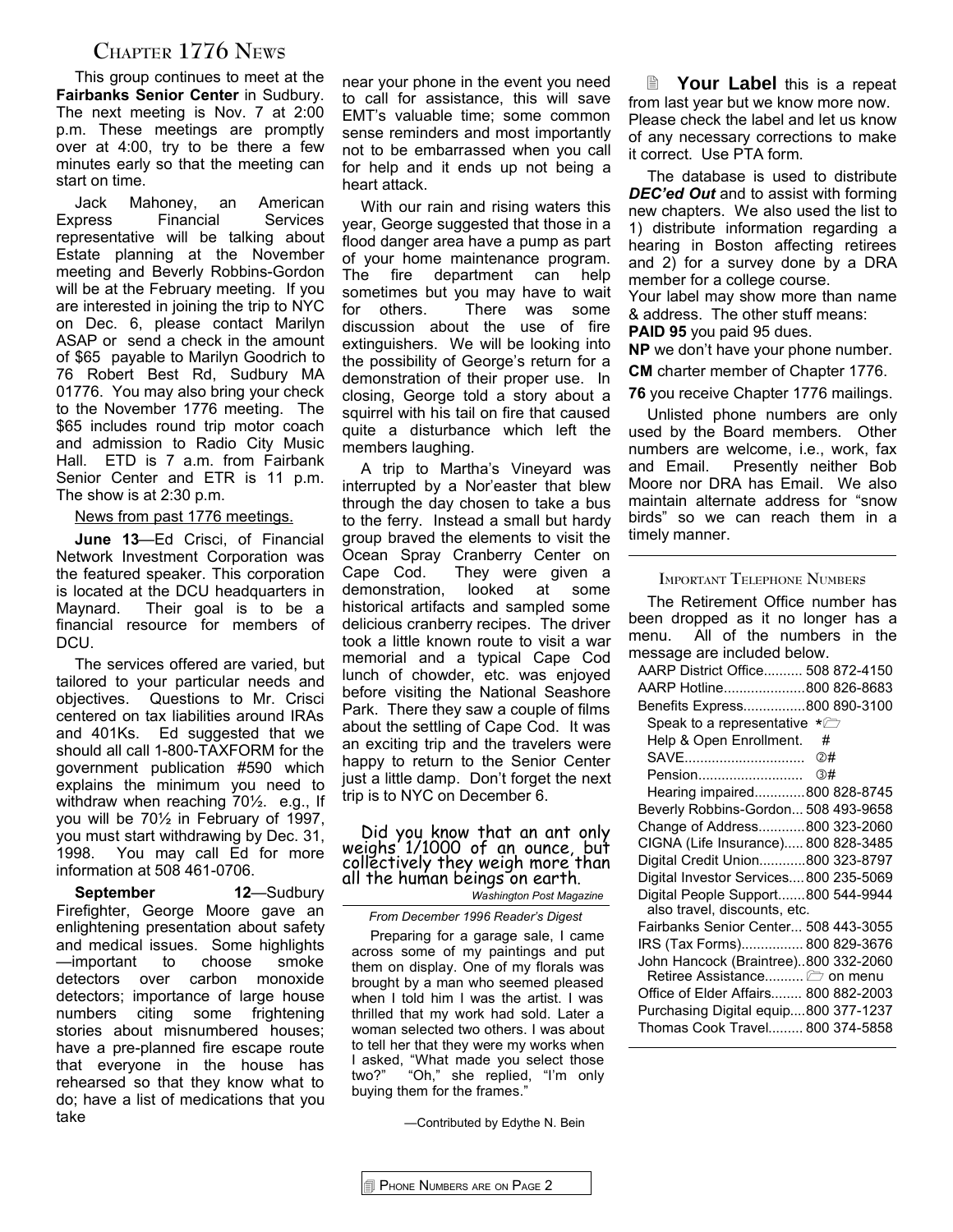## Chapter 1776 News

This group continues to meet at the **Fairbanks Senior Center** in Sudbury. The next meeting is Nov. 7 at 2:00 p.m. These meetings are promptly over at 4:00, try to be there a few minutes early so that the meeting can start on time.

Jack Mahoney, an American Express Financial Services representative will be talking about Estate planning at the November meeting and Beverly Robbins-Gordon will be at the February meeting. If you are interested in joining the trip to NYC on Dec. 6, please contact Marilyn ASAP or send a check in the amount of $65 payable to Marilyn Goodrich to 76 Robert Best Rd, Sudbury MA 01776. You may also bring your check to the November 1776 meeting. The $65 includes round trip motor coach and admission to Radio City Music Hall. ETD is 7 a.m. from Fairbank Senior Center and ETR is 11 p.m. The show is at 2:30 p.m.

News from past 1776 meetings.

**June 13**—Ed Crisci, of Financial Network Investment Corporation was the featured speaker. This corporation is located at the DCU headquarters in Maynard. Their goal is to be a financial resource for members of DCU.

The services offered are varied, but tailored to your particular needs and objectives. Questions to Mr. Crisci centered on tax liabilities around IRAs and 401Ks. Ed suggested that we should all call 1-800-TAXFORM for the government publication #590 which explains the minimum you need to withdraw when reaching 70½. e.g., If you will be 70½ in February of 1997, you must start withdrawing by Dec. 31, 1998. You may call Ed for more information at 508 461-0706.

**September 12**—Sudbury Firefighter, George Moore gave an enlightening presentation about safety and medical issues. Some highlights —important to choose smoke detectors over carbon monoxide detectors; importance of large house numbers citing some frightening stories about misnumbered houses; have a pre-planned fire escape route that everyone in the house has rehearsed so that they know what to do; have a list of medications that you take near your phone in the event you need to call for assistance, this will save EMT's valuable time; some common sense reminders and most importantly not to be embarrassed when you call for help and it ends up not being a heart attack.

With our rain and rising waters this year, George suggested that those in a flood danger area have a pump as part of your home maintenance program. The fire department can help sometimes but you may have to wait for others. There was some discussion about the use of fire extinguishers. We will be looking into the possibility of George's return for a demonstration of their proper use. In closing, George told a story about a squirrel with his tail on fire that caused quite a disturbance which left the members laughing.

A trip to Martha's Vineyard was interrupted by a Nor'easter that blew through the day chosen to take a bus to the ferry. Instead a small but hardy group braved the elements to visit the Ocean Spray Cranberry Center on Cape Cod. They were given a demonstration, looked at some historical artifacts and sampled some delicious cranberry recipes. The driver took a little known route to visit a war memorial and a typical Cape Cod lunch of chowder, etc. was enjoyed before visiting the National Seashore Park. There they saw a couple of films about the settling of Cape Cod. It was an exciting trip and the travelers were happy to return to the Senior Center just a little damp. Don't forget the next trip is to NYC on December 6.

Did you know that an ant only weighs 1/1000 of an ounce, but collectively they weigh more than all the human beings on earth.

*Washington Post Magazine*

---

*From December 1996 Reader's Digest*

Preparing for a garage sale, I came across some of my paintings and put them on display. One of my florals was brought by a man who seemed pleased when I told him I was the artist. I was thrilled that my work had sold. Later a woman selected two others. I was about to tell her that they were my works when I asked, "What made you select those two?" "Oh," she replied, "I'm only buying them for the frames."

—Contributed by Edythe N. Bein

**Your Label** this is a repeat from last year but we know more now. Please check the label and let us know of any necessary corrections to make it correct. Use PTA form.

The database is used to distribute ***DEC'ed Out*** and to assist with forming new chapters. We also used the list to 1) distribute information regarding a hearing in Boston affecting retirees and 2) for a survey done by a DRA member for a college course.

Your label may show more than name & address. The other stuff means:

**PAID 95** you paid 95 dues.

**NP** we don't have your phone number.

**CM** charter member of Chapter 1776.

**76** you receive Chapter 1776 mailings.

Unlisted phone numbers are only used by the Board members. Other numbers are welcome, i.e., work, fax and Email. Presently neither Bob Moore nor DRA has Email. We also maintain alternate address for "snow birds" so we can reach them in a timely manner.

---

### Important Telephone Numbers

The Retirement Office number has been dropped as it no longer has a menu. All of the numbers in the message are included below.

- AARP District Office.......... 508 872-4150
- AARP Hotline..................... 800 826-8683
- Benefits Express................ 800 890-3100
  - Speak to a representative *
  - Help & Open Enrollment. #
  - SAVE.............................. ②#
  - Pension........................... ③#
  - Hearing impaired............. 800 828-8745
- Beverly Robbins-Gordon... 508 493-9658
- Change of Address............ 800 323-2060
- CIGNA (Life Insurance)..... 800 828-3485
- Digital Credit Union............ 800 323-8797
- Digital Investor Services.... 800 235-5069
- Digital People Support....... 800 544-9944
  - also travel, discounts, etc.
- Fairbanks Senior Center... 508 443-3055
- IRS (Tax Forms)................ 800 829-3676
- John Hancock (Braintree).. 800 332-2060
  - Retiree Assistance.......... on menu
- Office of Elder Affairs........ 800 882-2003
- Purchasing Digital equip.... 800 377-1237
- Thomas Cook Travel......... 800 374-5858

Phone Numbers are on Page 2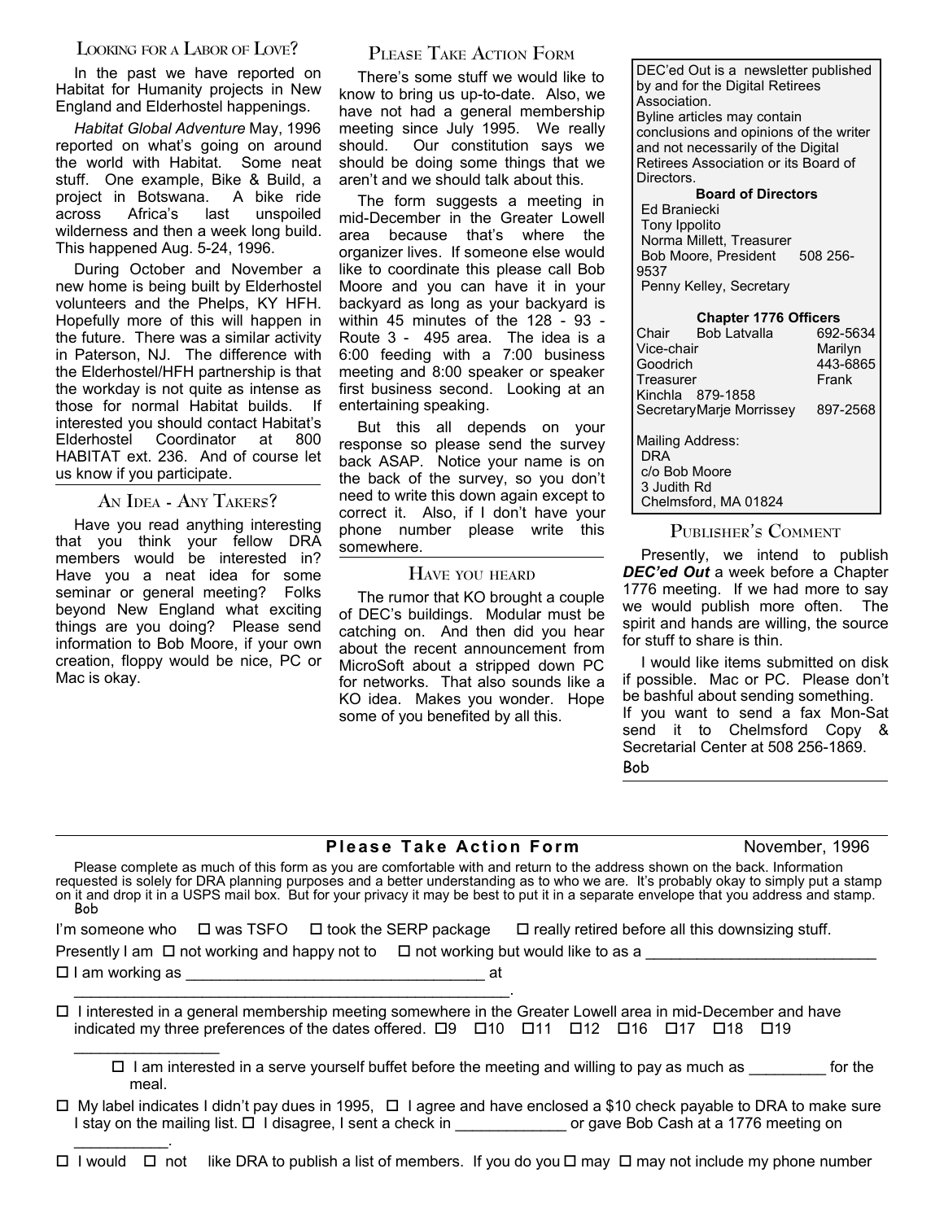## Looking for a Labor of Love?

In the past we have reported on Habitat for Humanity projects in New England and Elderhostel happenings.

*Habitat Global Adventure* May, 1996 reported on what's going on around the world with Habitat. Some neat stuff. One example, Bike & Build, a project in Botswana. A bike ride across Africa's last unspoiled wilderness and then a week long build. This happened Aug. 5-24, 1996.

During October and November a new home is being built by Elderhostel volunteers and the Phelps, KY HFH. Hopefully more of this will happen in the future. There was a similar activity in Paterson, NJ. The difference with the Elderhostel/HFH partnership is that the workday is not quite as intense as those for normal Habitat builds. If interested you should contact Habitat's Elderhostel Coordinator at 800 HABITAT ext. 236. And of course let us know if you participate.

## An Idea - Any Takers?

Have you read anything interesting that you think your fellow DRA members would be interested in? Have you a neat idea for some seminar or general meeting? Folks beyond New England what exciting things are you doing? Please send information to Bob Moore, if your own creation, floppy would be nice, PC or Mac is okay.

## Please Take Action Form

There's some stuff we would like to know to bring us up-to-date. Also, we have not had a general membership meeting since July 1995. We really should. Our constitution says we should be doing some things that we aren't and we should talk about this.

The form suggests a meeting in mid-December in the Greater Lowell area because that's where the organizer lives. If someone else would like to coordinate this please call Bob Moore and you can have it in your backyard as long as your backyard is within 45 minutes of the 128 - 93 - Route 3 - 495 area. The idea is a 6:00 feeding with a 7:00 business meeting and 8:00 speaker or speaker first business second. Looking at an entertaining speaking.

But this all depends on your response so please send the survey back ASAP. Notice your name is on the back of the survey, so you don't need to write this down again except to correct it. Also, if I don't have your phone number please write this somewhere.

## Have you heard

The rumor that KO brought a couple of DEC's buildings. Modular must be catching on. And then did you hear about the recent announcement from MicroSoft about a stripped down PC for networks. That also sounds like a KO idea. Makes you wonder. Hope some of you benefited by all this.

DEC'ed Out is a newsletter published by and for the Digital Retirees Association.
Byline articles may contain conclusions and opinions of the writer and not necessarily of the Digital Retirees Association or its Board of Directors.

**Board of Directors**

Ed Braniecki
Tony Ippolito
Norma Millett, Treasurer
Bob Moore, President 508 256-9537
Penny Kelley, Secretary

**Chapter 1776 Officers**

Chair Bob Latvalla 692-5634
Vice-chair Marilyn Goodrich 443-6865
Treasurer Frank Kinchla 879-1858
Secretary Marje Morrissey 897-2568

Mailing Address:
DRA
c/o Bob Moore
3 Judith Rd
Chelmsford, MA 01824

## Publisher's Comment

Presently, we intend to publish ***DEC'ed Out*** a week before a Chapter 1776 meeting. If we had more to say we would publish more often. The spirit and hands are willing, the source for stuff to share is thin.

I would like items submitted on disk if possible. Mac or PC. Please don't be bashful about sending something.
If you want to send a fax Mon-Sat send it to Chelmsford Copy & Secretarial Center at 508 256-1869.

Bob

---

## Please Take Action Form — November, 1996

Please complete as much of this form as you are comfortable with and return to the address shown on the back. Information requested is solely for DRA planning purposes and a better understanding as to who we are. It's probably okay to simply put a stamp on it and drop it in a USPS mail box. But for your privacy it may be best to put it in a separate envelope that you address and stamp.
Bob

I'm someone who ☐ was TSFO ☐ took the SERP package ☐ really retired before all this downsizing stuff.

Presently I am ☐ not working and happy not to ☐ not working but would like to as a ___________________________

☐ I am working as ___________________________________ at ____________________________________________________.

☐ I interested in a general membership meeting somewhere in the Greater Lowell area in mid-December and have indicated my three preferences of the dates offered. ☐9 ☐10 ☐11 ☐12 ☐16 ☐17 ☐18 ☐19 _________________

☐ I am interested in a serve yourself buffet before the meeting and willing to pay as much as _________ for the meal.

☐ My label indicates I didn't pay dues in 1995, ☐ I agree and have enclosed a $10 check payable to DRA to make sure I stay on the mailing list. ☐ I disagree, I sent a check in _____________ or gave Bob Cash at a 1776 meeting on ___________.

☐ I would ☐ not like DRA to publish a list of members. If you do you ☐ may ☐ may not include my phone number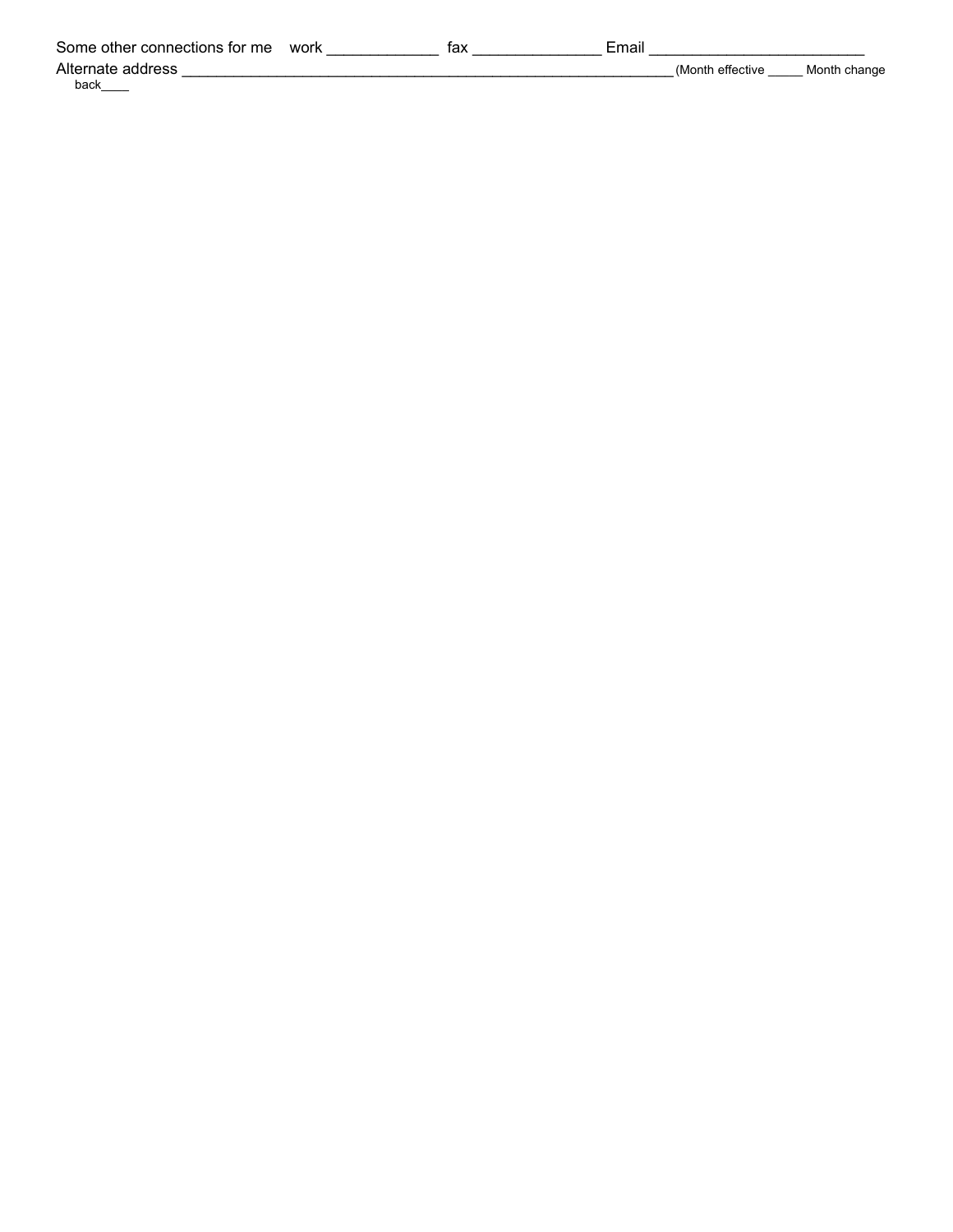Some other connections for me work _____________ fax _______________ Email _________________________

Alternate address ________________________________________________________ (Month effective _____ Month change back____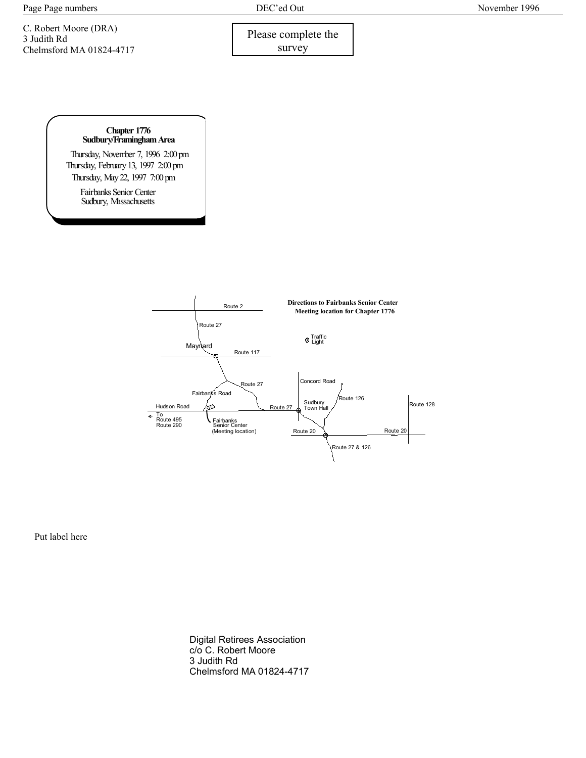C. Robert Moore (DRA)
3 Judith Rd
Chelmsford MA 01824-4717

Please complete the survey

**Chapter 1776**
**Sudbury/Framingham Area**

Thursday, November 7, 1996 2:00 pm
Thursday, February 13, 1997 2:00 pm
Thursday, May 22, 1997 7:00 pm

Fairbanks Senior Center
Sudbury, Massachusetts

**Directions to Fairbanks Senior Center**
**Meeting location for Chapter 1776**

Route 2
Route 27
Maynard
Route 117
Traffic Light
Concord Road
Route 27
Fairbanks Road
Route 126
Route 128
Hudson Road
Route 27
Sudbury Town Hall
To Route 495 Route 290
Fairbanks Senior Center (Meeting location)
Route 20
Route 20
Route 27 & 126

Put label here

Digital Retirees Association
c/o C. Robert Moore
3 Judith Rd
Chelmsford MA 01824-4717